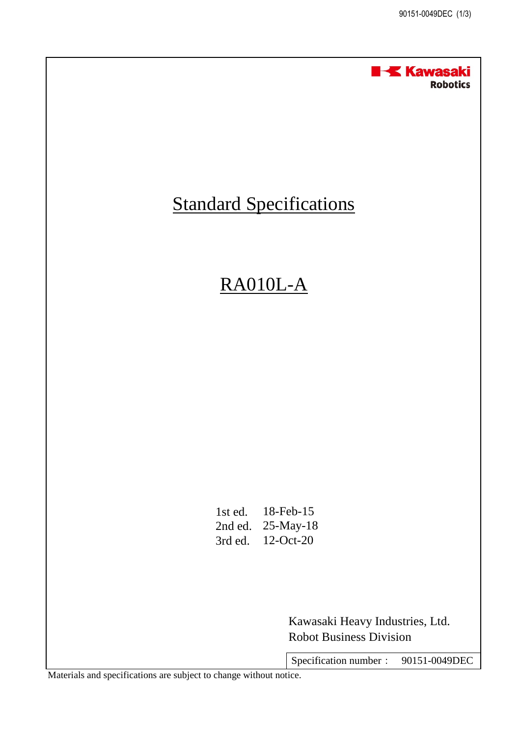Kawasaki Robotics

# Standard Specifications

# RA010L-A

| | |
|---|---|
| 1st ed. | 18-Feb-15 |
| 2nd ed. | 25-May-18 |
| 3rd ed. | 12-Oct-20 |

Kawasaki Heavy Industries, Ltd.
Robot Business Division

Specification number : 90151-0049DEC

Materials and specifications are subject to change without notice.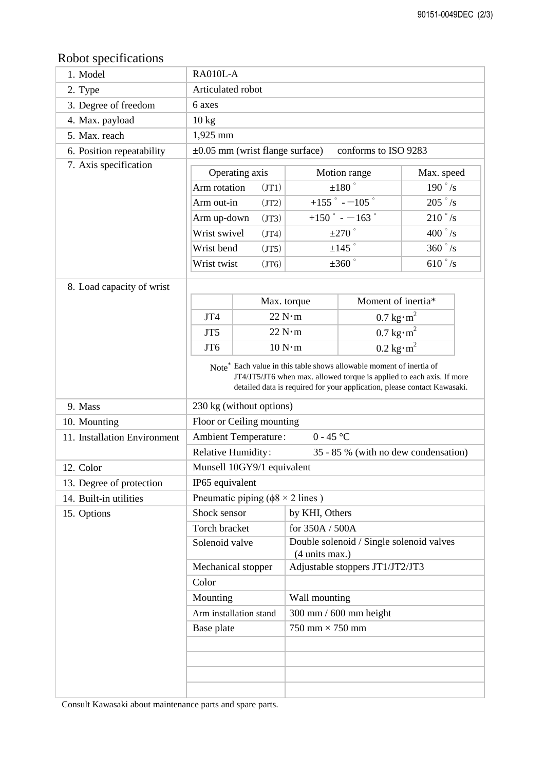## Robot specifications

| | |
|---|---|
| 1. Model | RA010L-A |
| 2. Type | Articulated robot |
| 3. Degree of freedom | 6 axes |
| 4. Max. payload | 10 kg |
| 5. Max. reach | 1,925 mm |
| 6. Position repeatability | ±0.05 mm (wrist flange surface)　conforms to ISO 9283 |
| 7. Axis specification | (see table below) |

| Operating axis | | Motion range | Max. speed |
|---|---|---|---|
| Arm rotation | (JT1) | ±180° | 190°/s |
| Arm out-in | (JT2) | +155° - −105° | 205°/s |
| Arm up-down | (JT3) | +150° - −163° | 210°/s |
| Wrist swivel | (JT4) | ±270° | 400°/s |
| Wrist bend | (JT5) | ±145° | 360°/s |
| Wrist twist | (JT6) | ±360° | 610°/s |

8. Load capacity of wrist

| | Max. torque | Moment of inertia* |
|---|---|---|
| JT4 | 22 N·m | 0.7 kg·m$^2$ |
| JT5 | 22 N·m | 0.7 kg·m$^2$ |
| JT6 | 10 N·m | 0.2 kg·m$^2$ |

Note* Each value in this table shows allowable moment of inertia of JT4/JT5/JT6 when max. allowed torque is applied to each axis. If more detailed data is required for your application, please contact Kawasaki.

| | | |
|---|---|---|
| 9. Mass | 230 kg (without options) | |
| 10. Mounting | Floor or Ceiling mounting | |
| 11. Installation Environment | Ambient Temperature: | 0 - 45 °C |
| | Relative Humidity: | 35 - 85 % (with no dew condensation) |
| 12. Color | Munsell 10GY9/1 equivalent | |
| 13. Degree of protection | IP65 equivalent | |
| 14. Built-in utilities | Pneumatic piping (ϕ8 × 2 lines ) | |
| 15. Options | Shock sensor | by KHI, Others |
| | Torch bracket | for 350A / 500A |
| | Solenoid valve | Double solenoid / Single solenoid valves (4 units max.) |
| | Mechanical stopper | Adjustable stoppers JT1/JT2/JT3 |
| | Color | |
| | Mounting | Wall mounting |
| | Arm installation stand | 300 mm / 600 mm height |
| | Base plate | 750 mm × 750 mm |
| | | |
| | | |
| | | |
| | | |

Consult Kawasaki about maintenance parts and spare parts.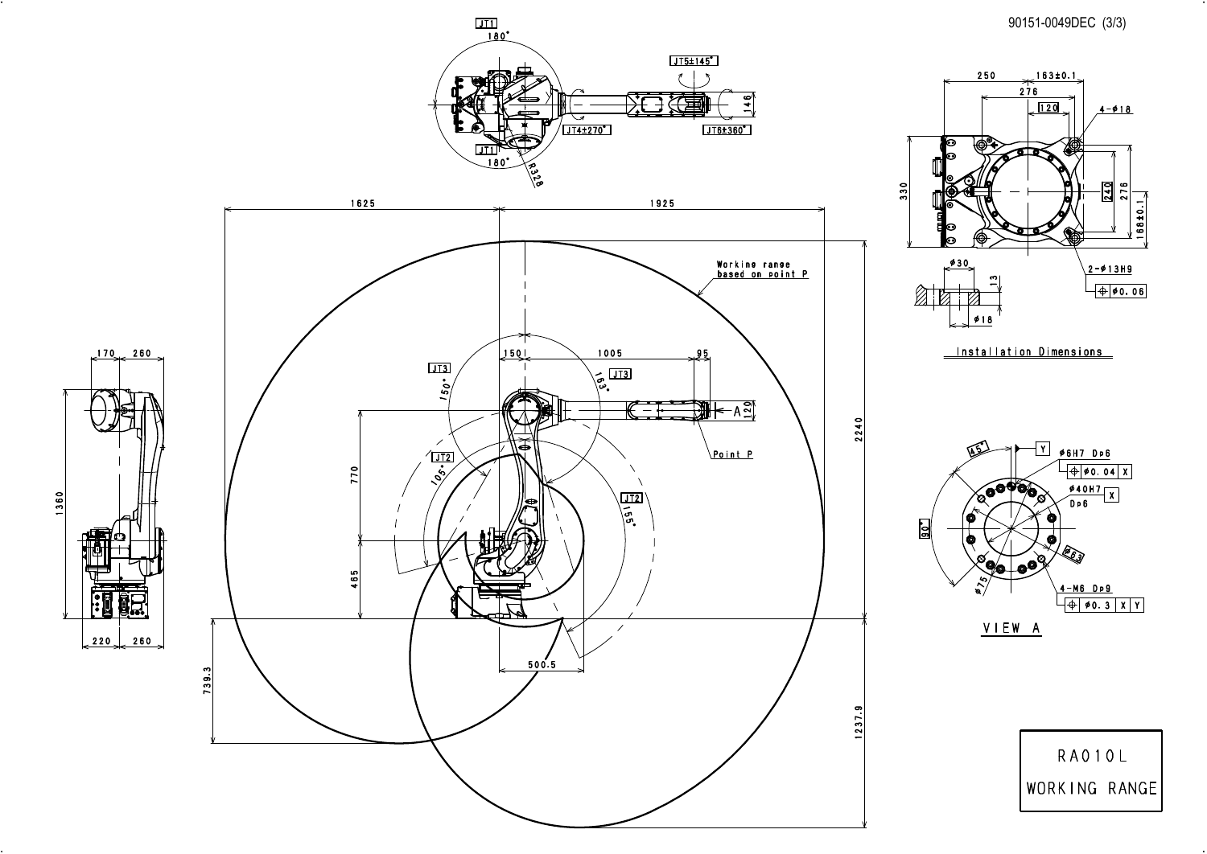90151-0049DEC (3/3)

JT1
180°

JT5±145°

JT4±270°

JT6±360°

JT1
180°

R328

146

1625

1925

Working range
based on point P

JT3

150

1005

95

JT3

150°

163°

A

120

Point P

JT2

105°

JT2

155°

770

465

2240

170 260

1360

220 260

500.5

739.3

1237.9

250

163±0.1

276

120

4-φ18

330

240

276

168±0.1

φ30

13

φ18

2-φ13H9

φ0.06

Installation Dimensions

45°

Y

φ6H7 Dp6

φ0.04 X

φ40H7 X

Dp6

90°

φ63

φ75

4-M6 Dp9

φ0.3 X Y

VIEW A

RA010L

WORKING RANGE